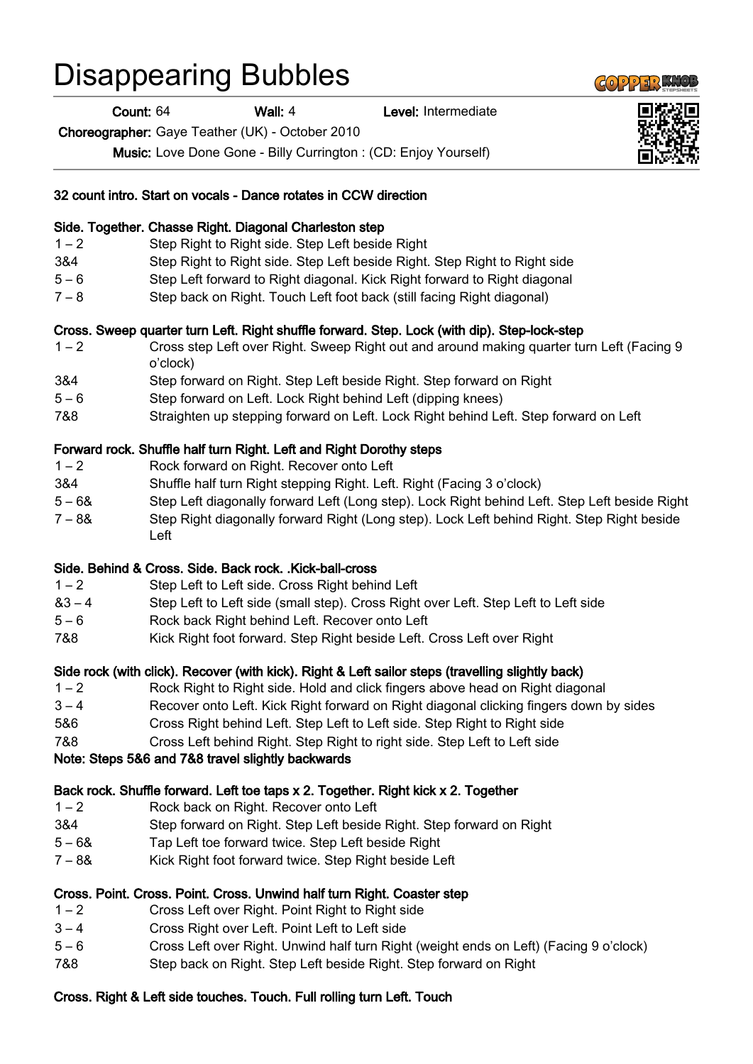# Disappearing Bubbles

**Count:** 64 **Wall:** 4 **Level:** Intermediate

**Choreographer:** Gaye Teather (UK) - October 2010

**Music:** Love Done Gone - Billy Currington : (CD: Enjoy Yourself)

**32 count intro. Start on vocals - Dance rotates in CCW direction**

**Side. Together. Chasse Right. Diagonal Charleston step**

| | |
|---|---|
| 1 – 2 | Step Right to Right side. Step Left beside Right |
| 3&4 | Step Right to Right side. Step Left beside Right. Step Right to Right side |
| 5 – 6 | Step Left forward to Right diagonal. Kick Right forward to Right diagonal |
| 7 – 8 | Step back on Right. Touch Left foot back (still facing Right diagonal) |

**Cross. Sweep quarter turn Left. Right shuffle forward. Step. Lock (with dip). Step-lock-step**

| | |
|---|---|
| 1 – 2 | Cross step Left over Right. Sweep Right out and around making quarter turn Left (Facing 9 o'clock) |
| 3&4 | Step forward on Right. Step Left beside Right. Step forward on Right |
| 5 – 6 | Step forward on Left. Lock Right behind Left (dipping knees) |
| 7&8 | Straighten up stepping forward on Left. Lock Right behind Left. Step forward on Left |

**Forward rock. Shuffle half turn Right. Left and Right Dorothy steps**

| | |
|---|---|
| 1 – 2 | Rock forward on Right. Recover onto Left |
| 3&4 | Shuffle half turn Right stepping Right. Left. Right (Facing 3 o'clock) |
| 5 – 6& | Step Left diagonally forward Left (Long step). Lock Right behind Left. Step Left beside Right |
| 7 – 8& | Step Right diagonally forward Right (Long step). Lock Left behind Right. Step Right beside Left |

**Side. Behind & Cross. Side. Back rock. .Kick-ball-cross**

| | |
|---|---|
| 1 – 2 | Step Left to Left side. Cross Right behind Left |
| &3 – 4 | Step Left to Left side (small step). Cross Right over Left. Step Left to Left side |
| 5 – 6 | Rock back Right behind Left. Recover onto Left |
| 7&8 | Kick Right foot forward. Step Right beside Left. Cross Left over Right |

**Side rock (with click). Recover (with kick). Right & Left sailor steps (travelling slightly back)**

| | |
|---|---|
| 1 – 2 | Rock Right to Right side. Hold and click fingers above head on Right diagonal |
| 3 – 4 | Recover onto Left. Kick Right forward on Right diagonal clicking fingers down by sides |
| 5&6 | Cross Right behind Left. Step Left to Left side. Step Right to Right side |
| 7&8 | Cross Left behind Right. Step Right to right side. Step Left to Left side |

**Note: Steps 5&6 and 7&8 travel slightly backwards**

**Back rock. Shuffle forward. Left toe taps x 2. Together. Right kick x 2. Together**

| | |
|---|---|
| 1 – 2 | Rock back on Right. Recover onto Left |
| 3&4 | Step forward on Right. Step Left beside Right. Step forward on Right |
| 5 – 6& | Tap Left toe forward twice. Step Left beside Right |
| 7 – 8& | Kick Right foot forward twice. Step Right beside Left |

**Cross. Point. Cross. Point. Cross. Unwind half turn Right. Coaster step**

| | |
|---|---|
| 1 – 2 | Cross Left over Right. Point Right to Right side |
| 3 – 4 | Cross Right over Left. Point Left to Left side |
| 5 – 6 | Cross Left over Right. Unwind half turn Right (weight ends on Left) (Facing 9 o'clock) |
| 7&8 | Step back on Right. Step Left beside Right. Step forward on Right |

**Cross. Right & Left side touches. Touch. Full rolling turn Left. Touch**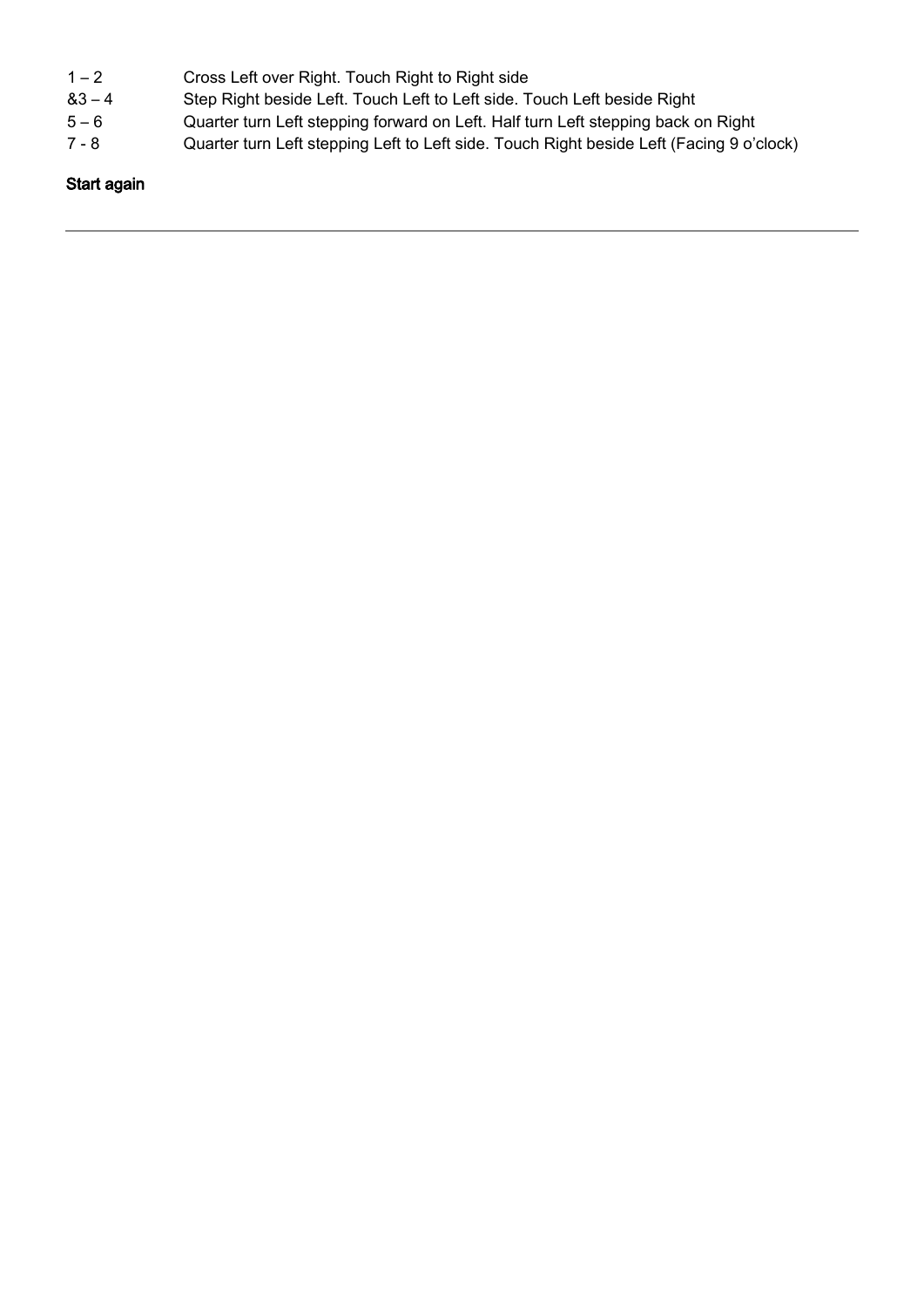| | |
|---|---|
| 1 – 2 | Cross Left over Right. Touch Right to Right side |
| &3 – 4 | Step Right beside Left. Touch Left to Left side. Touch Left beside Right |
| 5 – 6 | Quarter turn Left stepping forward on Left. Half turn Left stepping back on Right |
| 7 - 8 | Quarter turn Left stepping Left to Left side. Touch Right beside Left (Facing 9 o'clock) |

**Start again**

---